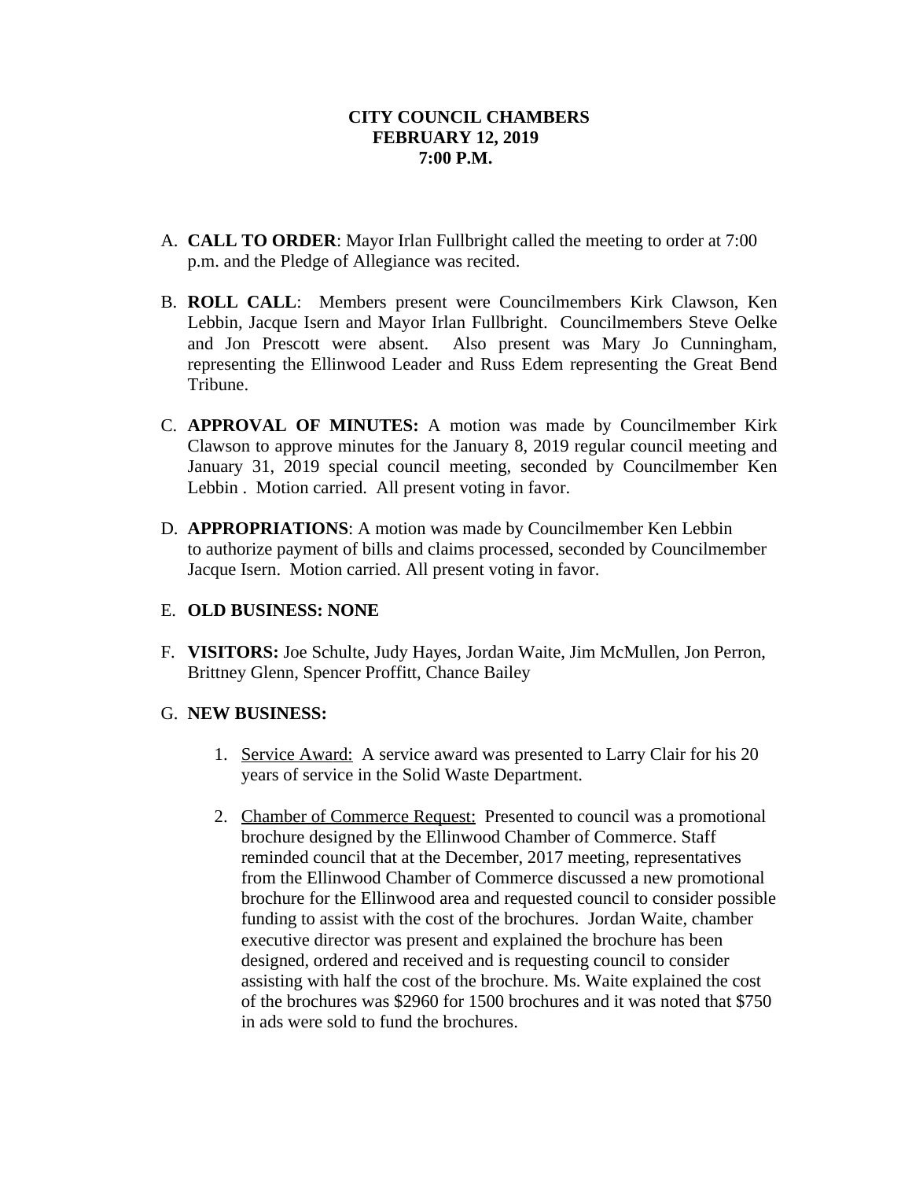**CITY COUNCIL CHAMBERS**
**FEBRUARY 12, 2019**
**7:00 P.M.**

A. **CALL TO ORDER**: Mayor Irlan Fullbright called the meeting to order at 7:00 p.m. and the Pledge of Allegiance was recited.

B. **ROLL CALL**: Members present were Councilmembers Kirk Clawson, Ken Lebbin, Jacque Isern and Mayor Irlan Fullbright. Councilmembers Steve Oelke and Jon Prescott were absent. Also present was Mary Jo Cunningham, representing the Ellinwood Leader and Russ Edem representing the Great Bend Tribune.

C. **APPROVAL OF MINUTES:** A motion was made by Councilmember Kirk Clawson to approve minutes for the January 8, 2019 regular council meeting and January 31, 2019 special council meeting, seconded by Councilmember Ken Lebbin . Motion carried. All present voting in favor.

D. **APPROPRIATIONS**: A motion was made by Councilmember Ken Lebbin to authorize payment of bills and claims processed, seconded by Councilmember Jacque Isern. Motion carried. All present voting in favor.

E. **OLD BUSINESS: NONE**

F. **VISITORS:** Joe Schulte, Judy Hayes, Jordan Waite, Jim McMullen, Jon Perron, Brittney Glenn, Spencer Proffitt, Chance Bailey

G. **NEW BUSINESS:**

1. Service Award: A service award was presented to Larry Clair for his 20 years of service in the Solid Waste Department.

2. Chamber of Commerce Request: Presented to council was a promotional brochure designed by the Ellinwood Chamber of Commerce. Staff reminded council that at the December, 2017 meeting, representatives from the Ellinwood Chamber of Commerce discussed a new promotional brochure for the Ellinwood area and requested council to consider possible funding to assist with the cost of the brochures. Jordan Waite, chamber executive director was present and explained the brochure has been designed, ordered and received and is requesting council to consider assisting with half the cost of the brochure. Ms. Waite explained the cost of the brochures was $2960 for 1500 brochures and it was noted that $750 in ads were sold to fund the brochures.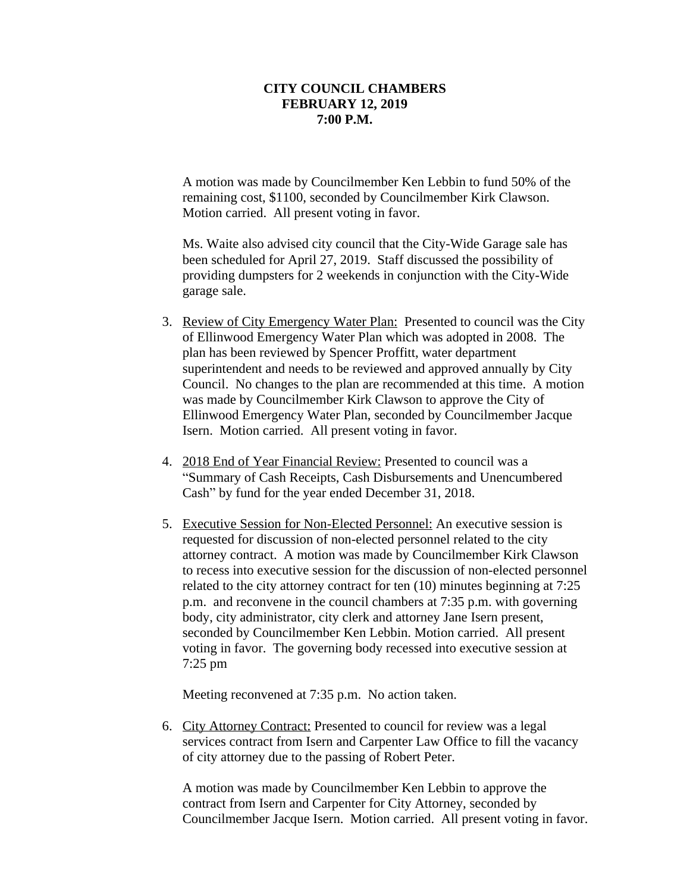**CITY COUNCIL CHAMBERS**
**FEBRUARY 12, 2019**
**7:00 P.M.**

A motion was made by Councilmember Ken Lebbin to fund 50% of the remaining cost, $1100, seconded by Councilmember Kirk Clawson. Motion carried. All present voting in favor.

Ms. Waite also advised city council that the City-Wide Garage sale has been scheduled for April 27, 2019. Staff discussed the possibility of providing dumpsters for 2 weekends in conjunction with the City-Wide garage sale.

3. <u>Review of City Emergency Water Plan:</u> Presented to council was the City of Ellinwood Emergency Water Plan which was adopted in 2008. The plan has been reviewed by Spencer Proffitt, water department superintendent and needs to be reviewed and approved annually by City Council. No changes to the plan are recommended at this time. A motion was made by Councilmember Kirk Clawson to approve the City of Ellinwood Emergency Water Plan, seconded by Councilmember Jacque Isern. Motion carried. All present voting in favor.

4. <u>2018 End of Year Financial Review:</u> Presented to council was a "Summary of Cash Receipts, Cash Disbursements and Unencumbered Cash" by fund for the year ended December 31, 2018.

5. <u>Executive Session for Non-Elected Personnel:</u> An executive session is requested for discussion of non-elected personnel related to the city attorney contract. A motion was made by Councilmember Kirk Clawson to recess into executive session for the discussion of non-elected personnel related to the city attorney contract for ten (10) minutes beginning at 7:25 p.m. and reconvene in the council chambers at 7:35 p.m. with governing body, city administrator, city clerk and attorney Jane Isern present, seconded by Councilmember Ken Lebbin. Motion carried. All present voting in favor. The governing body recessed into executive session at 7:25 pm

   Meeting reconvened at 7:35 p.m. No action taken.

6. <u>City Attorney Contract:</u> Presented to council for review was a legal services contract from Isern and Carpenter Law Office to fill the vacancy of city attorney due to the passing of Robert Peter.

   A motion was made by Councilmember Ken Lebbin to approve the contract from Isern and Carpenter for City Attorney, seconded by Councilmember Jacque Isern. Motion carried. All present voting in favor.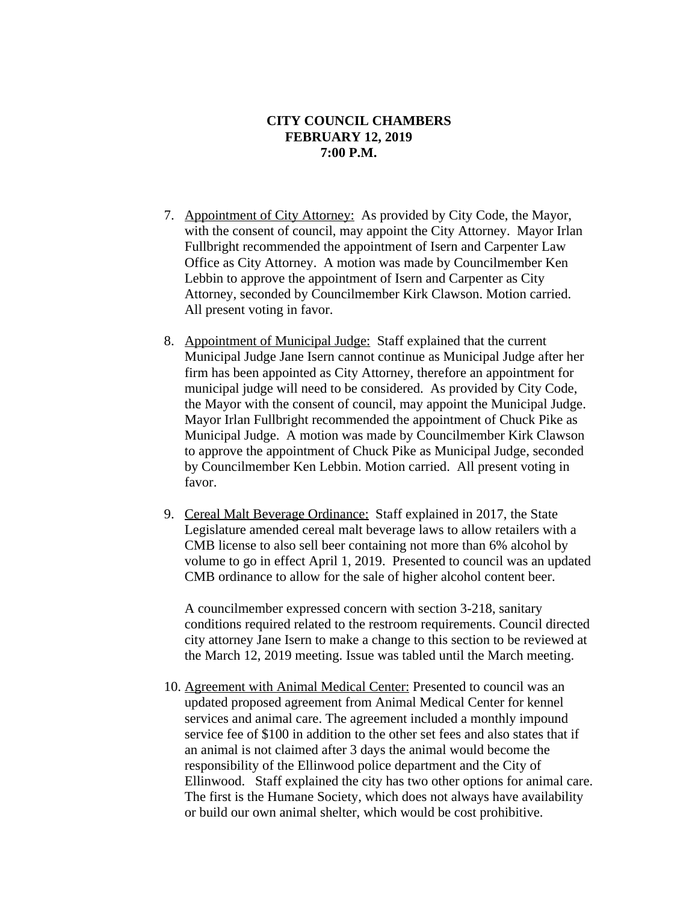**CITY COUNCIL CHAMBERS**
**FEBRUARY 12, 2019**
**7:00 P.M.**

7. Appointment of City Attorney: As provided by City Code, the Mayor, with the consent of council, may appoint the City Attorney. Mayor Irlan Fullbright recommended the appointment of Isern and Carpenter Law Office as City Attorney. A motion was made by Councilmember Ken Lebbin to approve the appointment of Isern and Carpenter as City Attorney, seconded by Councilmember Kirk Clawson. Motion carried. All present voting in favor.

8. Appointment of Municipal Judge: Staff explained that the current Municipal Judge Jane Isern cannot continue as Municipal Judge after her firm has been appointed as City Attorney, therefore an appointment for municipal judge will need to be considered. As provided by City Code, the Mayor with the consent of council, may appoint the Municipal Judge. Mayor Irlan Fullbright recommended the appointment of Chuck Pike as Municipal Judge. A motion was made by Councilmember Kirk Clawson to approve the appointment of Chuck Pike as Municipal Judge, seconded by Councilmember Ken Lebbin. Motion carried. All present voting in favor.

9. Cereal Malt Beverage Ordinance: Staff explained in 2017, the State Legislature amended cereal malt beverage laws to allow retailers with a CMB license to also sell beer containing not more than 6% alcohol by volume to go in effect April 1, 2019. Presented to council was an updated CMB ordinance to allow for the sale of higher alcohol content beer.

   A councilmember expressed concern with section 3-218, sanitary conditions required related to the restroom requirements. Council directed city attorney Jane Isern to make a change to this section to be reviewed at the March 12, 2019 meeting. Issue was tabled until the March meeting.

10. Agreement with Animal Medical Center: Presented to council was an updated proposed agreement from Animal Medical Center for kennel services and animal care. The agreement included a monthly impound service fee of $100 in addition to the other set fees and also states that if an animal is not claimed after 3 days the animal would become the responsibility of the Ellinwood police department and the City of Ellinwood. Staff explained the city has two other options for animal care. The first is the Humane Society, which does not always have availability or build our own animal shelter, which would be cost prohibitive.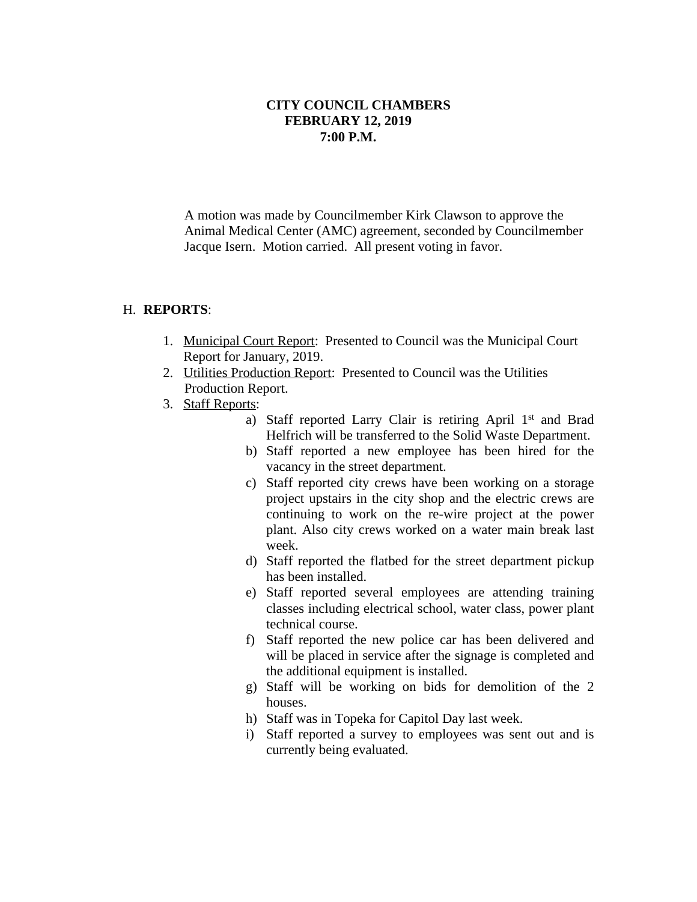**CITY COUNCIL CHAMBERS**
**FEBRUARY 12, 2019**
**7:00 P.M.**

A motion was made by Councilmember Kirk Clawson to approve the Animal Medical Center (AMC) agreement, seconded by Councilmember Jacque Isern. Motion carried. All present voting in favor.

H. **REPORTS**:

1. Municipal Court Report: Presented to Council was the Municipal Court Report for January, 2019.
2. Utilities Production Report: Presented to Council was the Utilities Production Report.
3. Staff Reports:
    a) Staff reported Larry Clair is retiring April 1st and Brad Helfrich will be transferred to the Solid Waste Department.
    b) Staff reported a new employee has been hired for the vacancy in the street department.
    c) Staff reported city crews have been working on a storage project upstairs in the city shop and the electric crews are continuing to work on the re-wire project at the power plant. Also city crews worked on a water main break last week.
    d) Staff reported the flatbed for the street department pickup has been installed.
    e) Staff reported several employees are attending training classes including electrical school, water class, power plant technical course.
    f) Staff reported the new police car has been delivered and will be placed in service after the signage is completed and the additional equipment is installed.
    g) Staff will be working on bids for demolition of the 2 houses.
    h) Staff was in Topeka for Capitol Day last week.
    i) Staff reported a survey to employees was sent out and is currently being evaluated.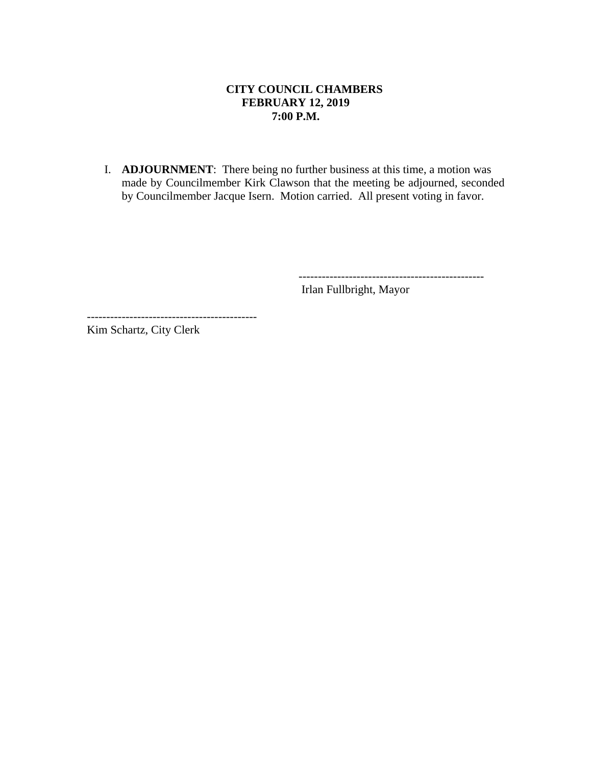**CITY COUNCIL CHAMBERS**
**FEBRUARY 12, 2019**
**7:00 P.M.**

I. **ADJOURNMENT**: There being no further business at this time, a motion was made by Councilmember Kirk Clawson that the meeting be adjourned, seconded by Councilmember Jacque Isern. Motion carried. All present voting in favor.

------------------------------------------------
Irlan Fullbright, Mayor

--------------------------------------------
Kim Schartz, City Clerk